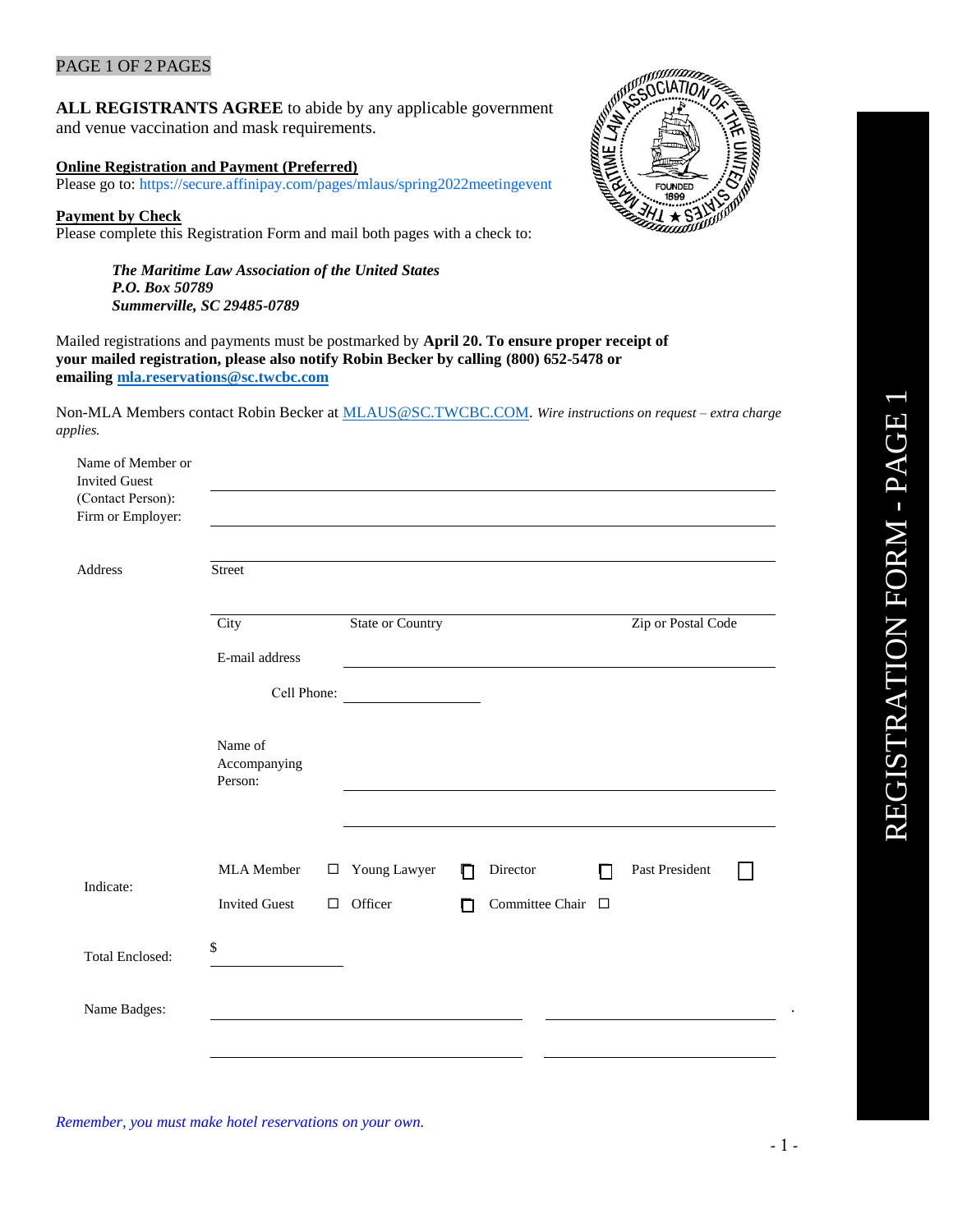**ALL REGISTRANTS AGREE** to abide by any applicable government and venue vaccination and mask requirements.

**Online Registration and Payment (Preferred)**
Please go to: https://secure.affinipay.com/pages/mlaus/spring2022meetingevent

**Payment by Check**
Please complete this Registration Form and mail both pages with a check to:

> ***The Maritime Law Association of the United States***
> ***P.O. Box 50789***
> ***Summerville, SC 29485-0789***

Mailed registrations and payments must be postmarked by **April 20. To ensure proper receipt of your mailed registration, please also notify Robin Becker by calling (800) 652-5478 or emailing mla.reservations@sc.twcbc.com**

Non-MLA Members contact Robin Becker at MLAUS@SC.TWCBC.COM. *Wire instructions on request – extra charge applies.*

Name of Member or Invited Guest (Contact Person): \_\_\_\_\_\_\_\_\_\_\_\_\_\_\_\_\_\_\_\_\_\_\_\_\_\_\_\_\_\_\_\_

Firm or Employer: \_\_\_\_\_\_\_\_\_\_\_\_\_\_\_\_\_\_\_\_\_\_\_\_\_\_\_\_\_\_\_\_

\_\_\_\_\_\_\_\_\_\_\_\_\_\_\_\_\_\_\_\_\_\_\_\_\_\_\_\_\_\_\_\_

Address: Street \_\_\_\_\_\_\_\_\_\_\_\_\_\_\_\_\_\_\_\_\_\_\_\_\_\_\_\_\_\_\_\_

City \_\_\_\_\_\_\_\_ State or Country \_\_\_\_\_\_\_\_ Zip or Postal Code \_\_\_\_\_\_\_\_

E-mail address \_\_\_\_\_\_\_\_\_\_\_\_\_\_\_\_\_\_\_\_\_\_\_\_\_\_\_\_\_\_\_\_

Cell Phone: \_\_\_\_\_\_\_\_\_\_\_\_\_\_\_\_

Name of Accompanying Person: \_\_\_\_\_\_\_\_\_\_\_\_\_\_\_\_\_\_\_\_\_\_\_\_\_\_\_\_\_\_\_\_

\_\_\_\_\_\_\_\_\_\_\_\_\_\_\_\_\_\_\_\_\_\_\_\_\_\_\_\_\_\_\_\_

Indicate:

| | | | |
|---|---|---|---|
| MLA Member ☐ | Young Lawyer ☐ | Director ☐ | Past President ☐ |
| Invited Guest ☐ | Officer ☐ | Committee Chair ☐ | |

Total Enclosed: $ \_\_\_\_\_\_\_\_\_\_\_\_\_\_\_\_

Name Badges: \_\_\_\_\_\_\_\_\_\_\_\_\_\_\_\_\_\_\_\_\_\_\_\_ \_\_\_\_\_\_\_\_\_\_\_\_\_\_\_\_\_\_\_\_\_\_\_\_

\_\_\_\_\_\_\_\_\_\_\_\_\_\_\_\_\_\_\_\_\_\_\_\_ \_\_\_\_\_\_\_\_\_\_\_\_\_\_\_\_\_\_\_\_\_\_\_\_

*Remember, you must make hotel reservations on your own.*

REGISTRATION FORM - PAGE 1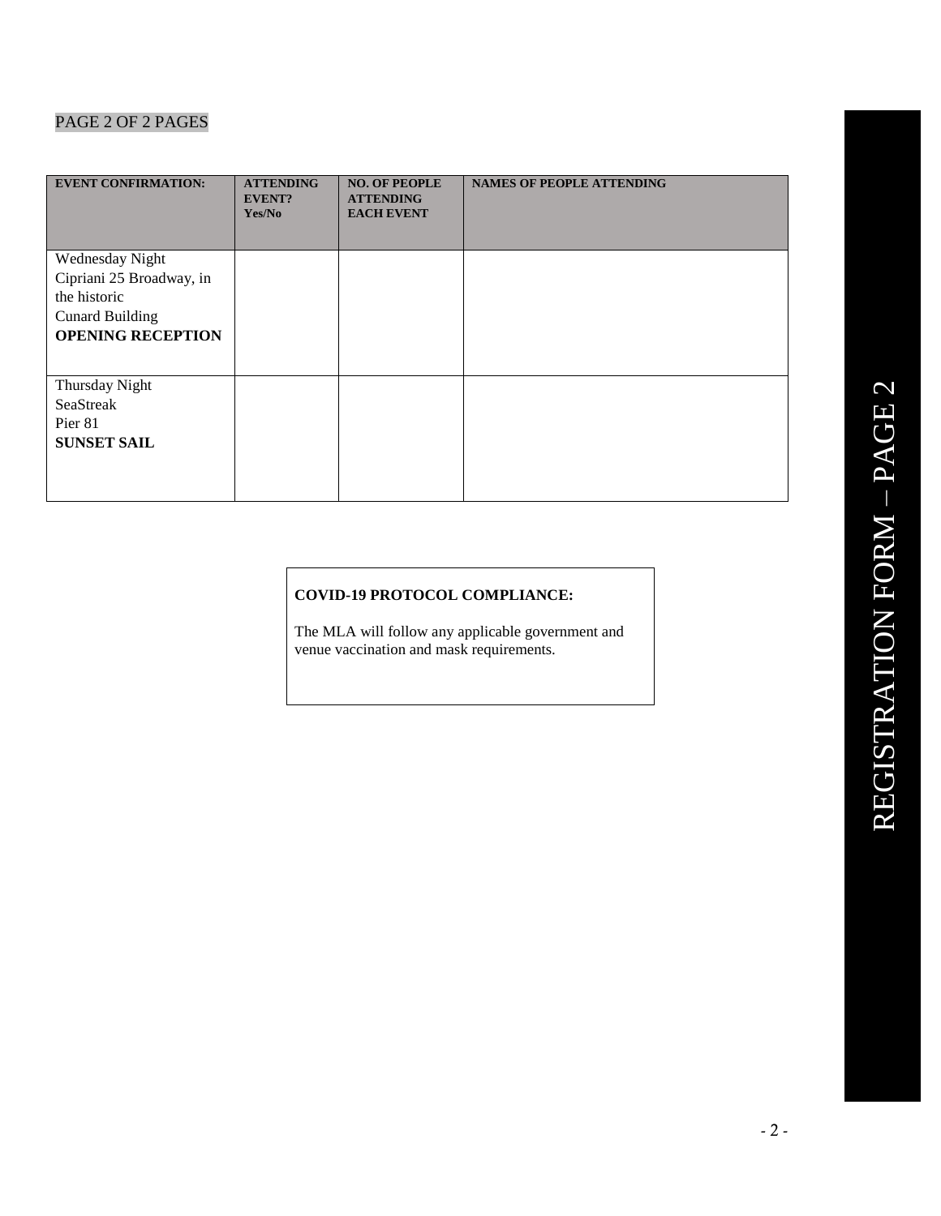| EVENT CONFIRMATION: | ATTENDING EVENT? Yes/No | NO. OF PEOPLE ATTENDING EACH EVENT | NAMES OF PEOPLE ATTENDING |
|---|---|---|---|
| Wednesday Night Cipriani 25 Broadway, in the historic Cunard Building **OPENING RECEPTION** | | | |
| Thursday Night SeaStreak Pier 81 **SUNSET SAIL** | | | |

**COVID-19 PROTOCOL COMPLIANCE:**

The MLA will follow any applicable government and venue vaccination and mask requirements.

REGISTRATION FORM – PAGE 2